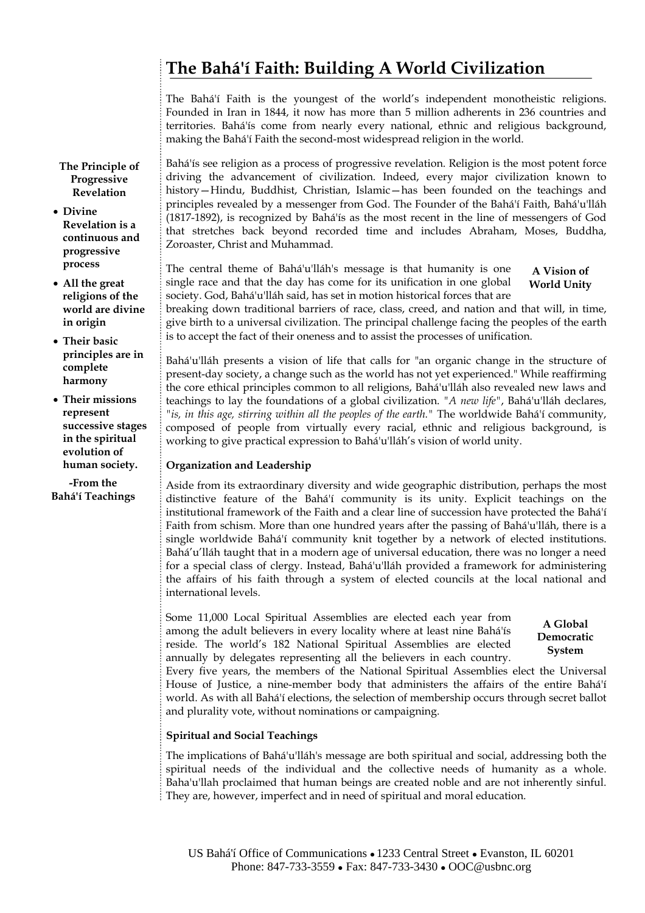# The Bahá'í Faith: Building A World Civilization

The Bahá'í Faith is the youngest of the world's independent monotheistic religions. Founded in Iran in 1844, it now has more than 5 million adherents in 236 countries and territories. Bahá'ís come from nearly every national, ethnic and religious background, making the Bahá'í Faith the second-most widespread religion in the world.

**The Principle of Progressive Revelation**

- **Divine Revelation is a continuous and progressive process**
- **All the great religions of the world are divine in origin**
- **Their basic principles are in complete harmony**
- **Their missions represent successive stages in the spiritual evolution of human society.**

**-From the Bahá'í Teachings**

Bahá'ís see religion as a process of progressive revelation. Religion is the most potent force driving the advancement of civilization. Indeed, every major civilization known to history—Hindu, Buddhist, Christian, Islamic—has been founded on the teachings and principles revealed by a messenger from God. The Founder of the Bahá'í Faith, Bahá'u'lláh (1817-1892), is recognized by Bahá'ís as the most recent in the line of messengers of God that stretches back beyond recorded time and includes Abraham, Moses, Buddha, Zoroaster, Christ and Muhammad.

**A Vision of World Unity**

The central theme of Bahá'u'lláh's message is that humanity is one single race and that the day has come for its unification in one global society. God, Bahá'u'lláh said, has set in motion historical forces that are breaking down traditional barriers of race, class, creed, and nation and that will, in time, give birth to a universal civilization. The principal challenge facing the peoples of the earth is to accept the fact of their oneness and to assist the processes of unification.

Bahá'u'lláh presents a vision of life that calls for "an organic change in the structure of present-day society, a change such as the world has not yet experienced." While reaffirming the core ethical principles common to all religions, Bahá'u'lláh also revealed new laws and teachings to lay the foundations of a global civilization. "*A new life*", Bahá'u'lláh declares, "*is, in this age, stirring within all the peoples of the earth.*" The worldwide Bahá'í community, composed of people from virtually every racial, ethnic and religious background, is working to give practical expression to Bahá'u'lláh's vision of world unity.

### Organization and Leadership

Aside from its extraordinary diversity and wide geographic distribution, perhaps the most distinctive feature of the Bahá'í community is its unity. Explicit teachings on the institutional framework of the Faith and a clear line of succession have protected the Bahá'í Faith from schism. More than one hundred years after the passing of Bahá'u'lláh, there is a single worldwide Bahá'í community knit together by a network of elected institutions. Bahá'u'lláh taught that in a modern age of universal education, there was no longer a need for a special class of clergy. Instead, Bahá'u'lláh provided a framework for administering the affairs of his faith through a system of elected councils at the local national and international levels.

**A Global Democratic System**

Some 11,000 Local Spiritual Assemblies are elected each year from among the adult believers in every locality where at least nine Bahá'ís reside. The world's 182 National Spiritual Assemblies are elected annually by delegates representing all the believers in each country. Every five years, the members of the National Spiritual Assemblies elect the Universal House of Justice, a nine-member body that administers the affairs of the entire Bahá'í world. As with all Bahá'í elections, the selection of membership occurs through secret ballot and plurality vote, without nominations or campaigning.

### Spiritual and Social Teachings

The implications of Bahá'u'lláh's message are both spiritual and social, addressing both the spiritual needs of the individual and the collective needs of humanity as a whole. Baha'u'llah proclaimed that human beings are created noble and are not inherently sinful. They are, however, imperfect and in need of spiritual and moral education.

US Bahá'í Office of Communications • 1233 Central Street • Evanston, IL 60201
Phone: 847-733-3559 • Fax: 847-733-3430 • OOC@usbnc.org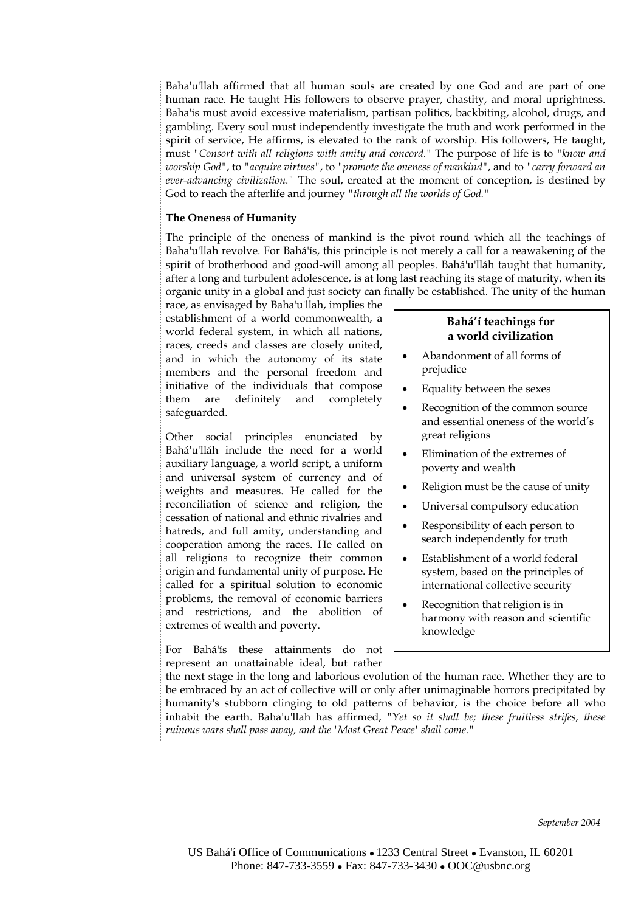Baha'u'llah affirmed that all human souls are created by one God and are part of one human race. He taught His followers to observe prayer, chastity, and moral uprightness. Baha'is must avoid excessive materialism, partisan politics, backbiting, alcohol, drugs, and gambling. Every soul must independently investigate the truth and work performed in the spirit of service, He affirms, is elevated to the rank of worship. His followers, He taught, must "*Consort with all religions with amity and concord.*" The purpose of life is to "*know and worship God*", to "*acquire virtues*", to "*promote the oneness of mankind*", and to "*carry forward an ever-advancing civilization.*" The soul, created at the moment of conception, is destined by God to reach the afterlife and journey "*through all the worlds of God.*"

**The Oneness of Humanity**

The principle of the oneness of mankind is the pivot round which all the teachings of Baha'u'llah revolve. For Bahá'ís, this principle is not merely a call for a reawakening of the spirit of brotherhood and good-will among all peoples. Bahá'u'lláh taught that humanity, after a long and turbulent adolescence, is at long last reaching its stage of maturity, when its organic unity in a global and just society can finally be established. The unity of the human race, as envisaged by Baha'u'llah, implies the establishment of a world commonwealth, a world federal system, in which all nations, races, creeds and classes are closely united, and in which the autonomy of its state members and the personal freedom and initiative of the individuals that compose them are definitely and completely safeguarded.

Other social principles enunciated by Bahá'u'lláh include the need for a world auxiliary language, a world script, a uniform and universal system of currency and of weights and measures. He called for the reconciliation of science and religion, the cessation of national and ethnic rivalries and hatreds, and full amity, understanding and cooperation among the races. He called on all religions to recognize their common origin and fundamental unity of purpose. He called for a spiritual solution to economic problems, the removal of economic barriers and restrictions, and the abolition of extremes of wealth and poverty.

For Bahá'ís these attainments do not represent an unattainable ideal, but rather the next stage in the long and laborious evolution of the human race. Whether they are to be embraced by an act of collective will or only after unimaginable horrors precipitated by humanity's stubborn clinging to old patterns of behavior, is the choice before all who inhabit the earth. Baha'u'llah has affirmed, "*Yet so it shall be; these fruitless strifes, these ruinous wars shall pass away, and the 'Most Great Peace' shall come.*"

**Bahá'í teachings for a world civilization**

- Abandonment of all forms of prejudice
- Equality between the sexes
- Recognition of the common source and essential oneness of the world's great religions
- Elimination of the extremes of poverty and wealth
- Religion must be the cause of unity
- Universal compulsory education
- Responsibility of each person to search independently for truth
- Establishment of a world federal system, based on the principles of international collective security
- Recognition that religion is in harmony with reason and scientific knowledge

*September 2004*

US Bahá'í Office of Communications • 1233 Central Street • Evanston, IL 60201
Phone: 847-733-3559 • Fax: 847-733-3430 • OOC@usbnc.org